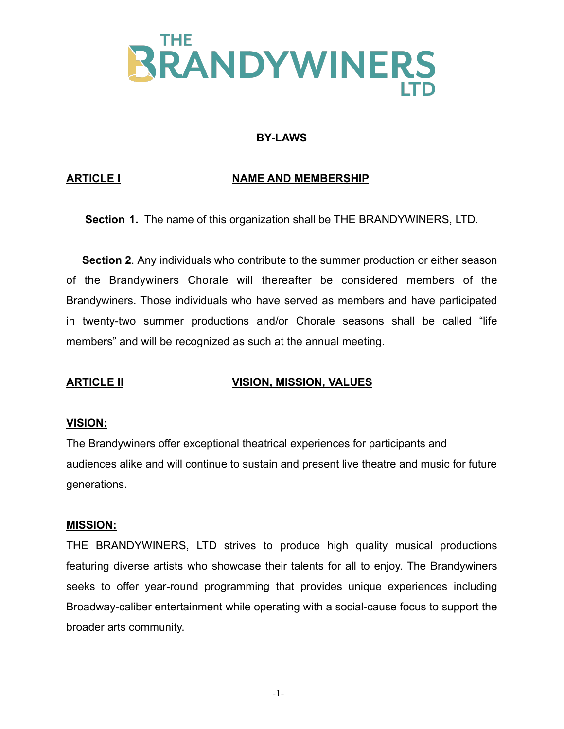# THE BRANDYWINERS LTD

## BY-LAWS

## ARTICLE I — NAME AND MEMBERSHIP

**Section 1.** The name of this organization shall be THE BRANDYWINERS, LTD.

**Section 2**. Any individuals who contribute to the summer production or either season of the Brandywiners Chorale will thereafter be considered members of the Brandywiners. Those individuals who have served as members and have participated in twenty-two summer productions and/or Chorale seasons shall be called "life members" and will be recognized as such at the annual meeting.

## ARTICLE II — VISION, MISSION, VALUES

### VISION:

The Brandywiners offer exceptional theatrical experiences for participants and audiences alike and will continue to sustain and present live theatre and music for future generations.

### MISSION:

THE BRANDYWINERS, LTD strives to produce high quality musical productions featuring diverse artists who showcase their talents for all to enjoy. The Brandywiners seeks to offer year-round programming that provides unique experiences including Broadway-caliber entertainment while operating with a social-cause focus to support the broader arts community.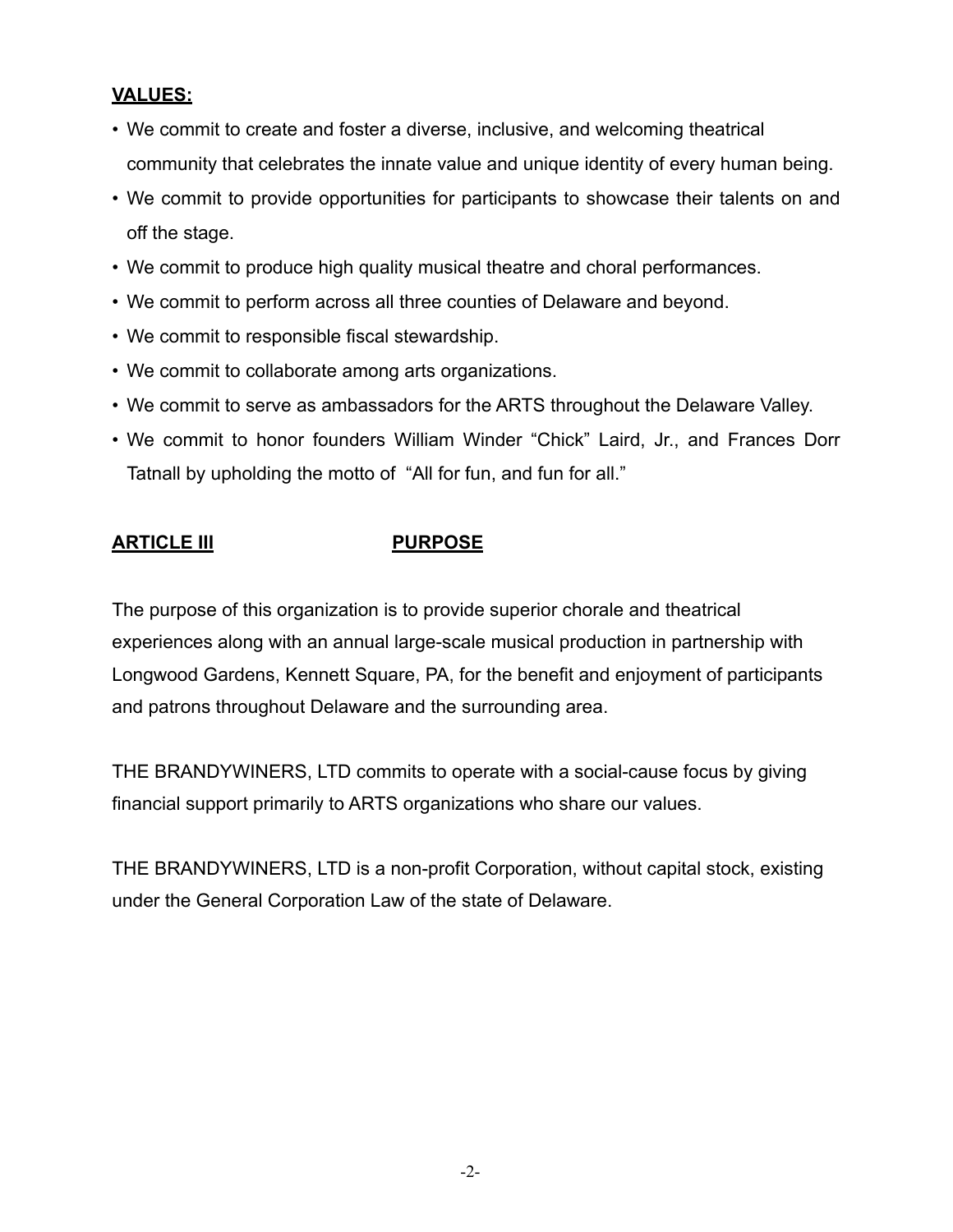**VALUES:**

- We commit to create and foster a diverse, inclusive, and welcoming theatrical community that celebrates the innate value and unique identity of every human being.
- We commit to provide opportunities for participants to showcase their talents on and off the stage.
- We commit to produce high quality musical theatre and choral performances.
- We commit to perform across all three counties of Delaware and beyond.
- We commit to responsible fiscal stewardship.
- We commit to collaborate among arts organizations.
- We commit to serve as ambassadors for the ARTS throughout the Delaware Valley.
- We commit to honor founders William Winder "Chick" Laird, Jr., and Frances Dorr Tatnall by upholding the motto of "All for fun, and fun for all."

## ARTICLE III PURPOSE

The purpose of this organization is to provide superior chorale and theatrical experiences along with an annual large-scale musical production in partnership with Longwood Gardens, Kennett Square, PA, for the benefit and enjoyment of participants and patrons throughout Delaware and the surrounding area.

THE BRANDYWINERS, LTD commits to operate with a social-cause focus by giving financial support primarily to ARTS organizations who share our values.

THE BRANDYWINERS, LTD is a non-profit Corporation, without capital stock, existing under the General Corporation Law of the state of Delaware.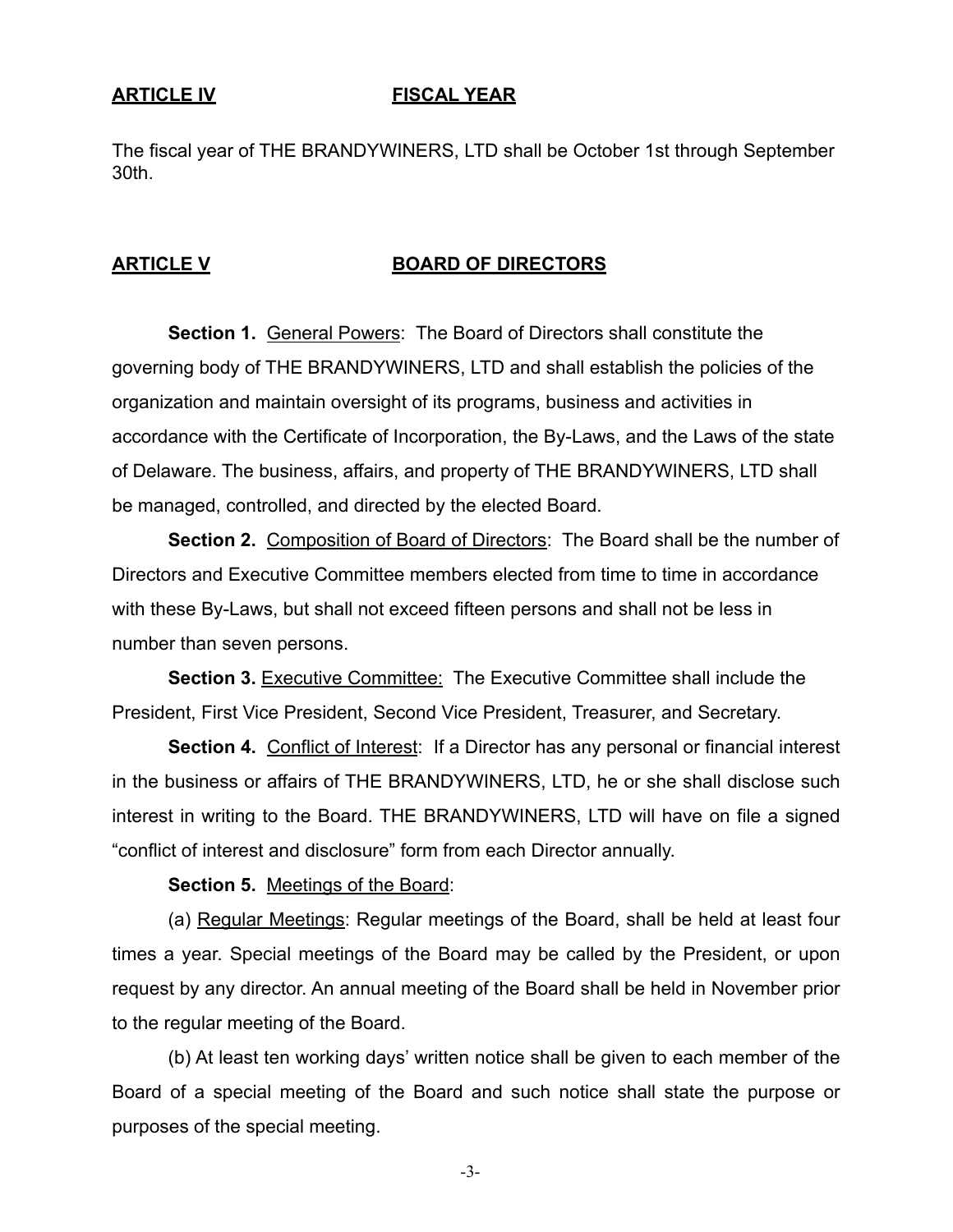## ARTICLE IV FISCAL YEAR

The fiscal year of THE BRANDYWINERS, LTD shall be October 1st through September 30th.

## ARTICLE V BOARD OF DIRECTORS

**Section 1.** General Powers: The Board of Directors shall constitute the governing body of THE BRANDYWINERS, LTD and shall establish the policies of the organization and maintain oversight of its programs, business and activities in accordance with the Certificate of Incorporation, the By-Laws, and the Laws of the state of Delaware. The business, affairs, and property of THE BRANDYWINERS, LTD shall be managed, controlled, and directed by the elected Board.

**Section 2.** Composition of Board of Directors: The Board shall be the number of Directors and Executive Committee members elected from time to time in accordance with these By-Laws, but shall not exceed fifteen persons and shall not be less in number than seven persons.

**Section 3.** Executive Committee: The Executive Committee shall include the President, First Vice President, Second Vice President, Treasurer, and Secretary.

**Section 4.** Conflict of Interest: If a Director has any personal or financial interest in the business or affairs of THE BRANDYWINERS, LTD, he or she shall disclose such interest in writing to the Board. THE BRANDYWINERS, LTD will have on file a signed "conflict of interest and disclosure" form from each Director annually.

**Section 5.** Meetings of the Board:

(a) Regular Meetings: Regular meetings of the Board, shall be held at least four times a year. Special meetings of the Board may be called by the President, or upon request by any director. An annual meeting of the Board shall be held in November prior to the regular meeting of the Board.

(b) At least ten working days' written notice shall be given to each member of the Board of a special meeting of the Board and such notice shall state the purpose or purposes of the special meeting.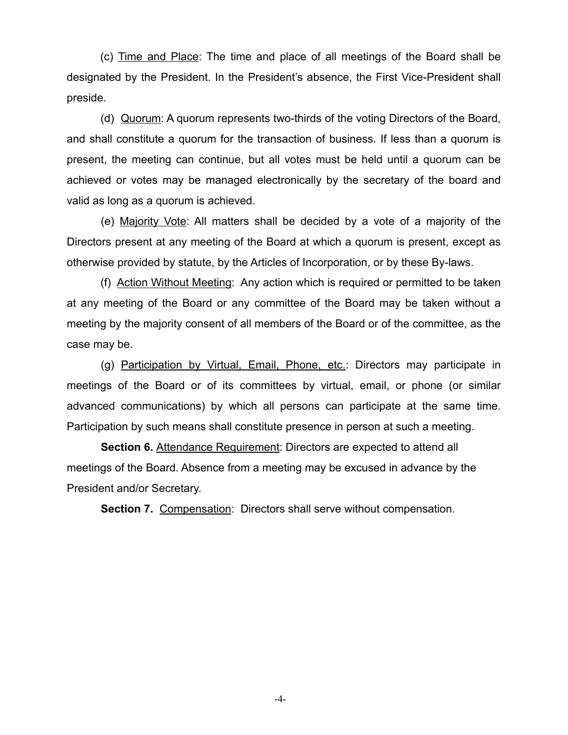(c) Time and Place: The time and place of all meetings of the Board shall be designated by the President. In the President's absence, the First Vice-President shall preside.

(d) Quorum: A quorum represents two-thirds of the voting Directors of the Board, and shall constitute a quorum for the transaction of business. If less than a quorum is present, the meeting can continue, but all votes must be held until a quorum can be achieved or votes may be managed electronically by the secretary of the board and valid as long as a quorum is achieved.

(e) Majority Vote: All matters shall be decided by a vote of a majority of the Directors present at any meeting of the Board at which a quorum is present, except as otherwise provided by statute, by the Articles of Incorporation, or by these By-laws.

(f) Action Without Meeting: Any action which is required or permitted to be taken at any meeting of the Board or any committee of the Board may be taken without a meeting by the majority consent of all members of the Board or of the committee, as the case may be.

(g) Participation by Virtual, Email, Phone, etc.: Directors may participate in meetings of the Board or of its committees by virtual, email, or phone (or similar advanced communications) by which all persons can participate at the same time. Participation by such means shall constitute presence in person at such a meeting.

**Section 6.** Attendance Requirement: Directors are expected to attend all meetings of the Board. Absence from a meeting may be excused in advance by the President and/or Secretary.

**Section 7.** Compensation: Directors shall serve without compensation.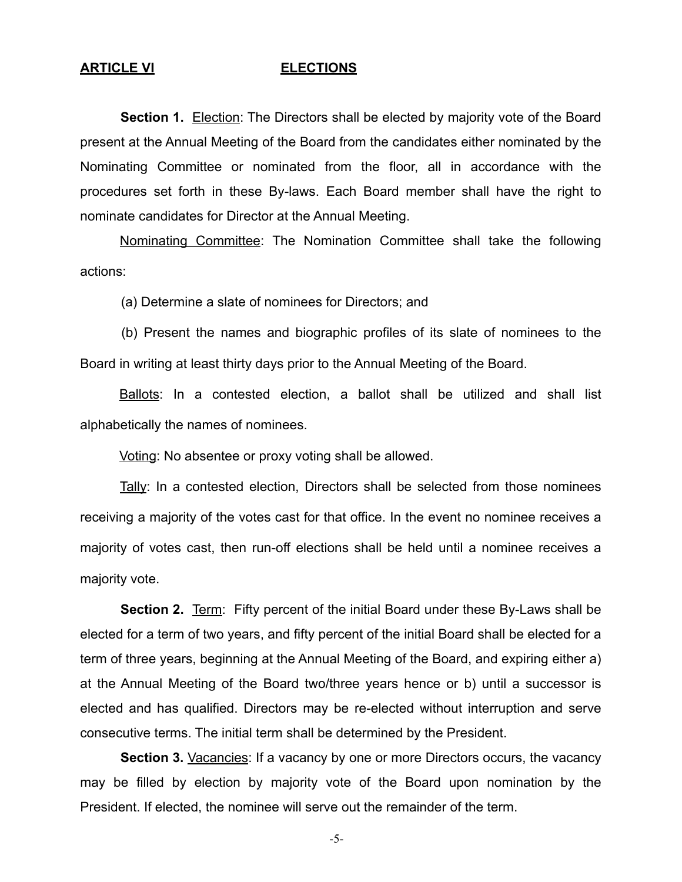## ARTICLE VI ELECTIONS

**Section 1.** Election: The Directors shall be elected by majority vote of the Board present at the Annual Meeting of the Board from the candidates either nominated by the Nominating Committee or nominated from the floor, all in accordance with the procedures set forth in these By-laws. Each Board member shall have the right to nominate candidates for Director at the Annual Meeting.

Nominating Committee: The Nomination Committee shall take the following actions:

(a) Determine a slate of nominees for Directors; and

(b) Present the names and biographic profiles of its slate of nominees to the Board in writing at least thirty days prior to the Annual Meeting of the Board.

Ballots: In a contested election, a ballot shall be utilized and shall list alphabetically the names of nominees.

Voting: No absentee or proxy voting shall be allowed.

Tally: In a contested election, Directors shall be selected from those nominees receiving a majority of the votes cast for that office. In the event no nominee receives a majority of votes cast, then run-off elections shall be held until a nominee receives a majority vote.

**Section 2.** Term: Fifty percent of the initial Board under these By-Laws shall be elected for a term of two years, and fifty percent of the initial Board shall be elected for a term of three years, beginning at the Annual Meeting of the Board, and expiring either a) at the Annual Meeting of the Board two/three years hence or b) until a successor is elected and has qualified. Directors may be re-elected without interruption and serve consecutive terms. The initial term shall be determined by the President.

**Section 3.** Vacancies: If a vacancy by one or more Directors occurs, the vacancy may be filled by election by majority vote of the Board upon nomination by the President. If elected, the nominee will serve out the remainder of the term.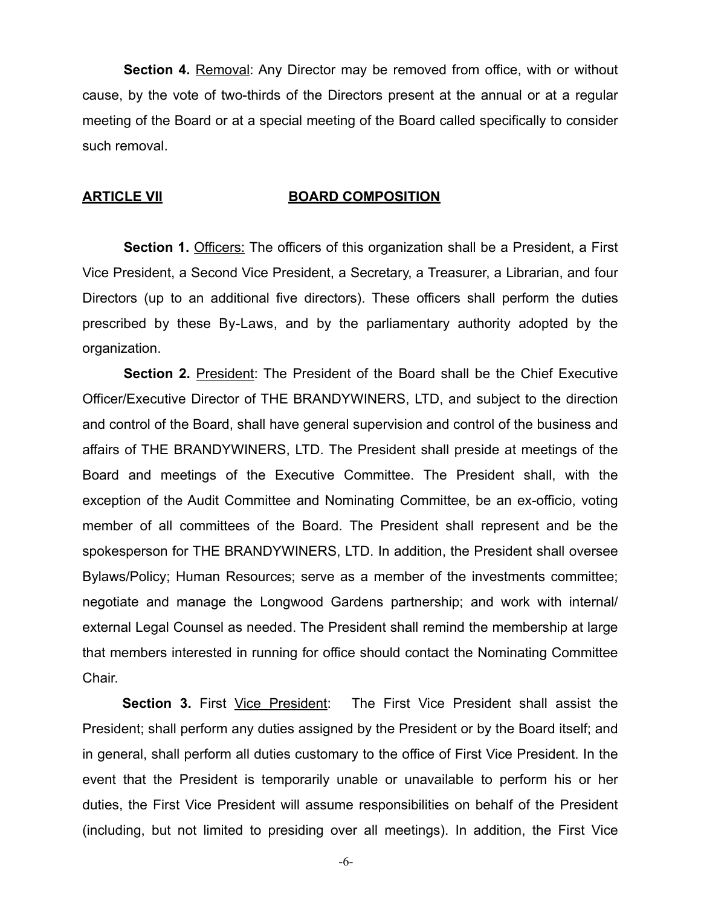**Section 4.** Removal: Any Director may be removed from office, with or without cause, by the vote of two-thirds of the Directors present at the annual or at a regular meeting of the Board or at a special meeting of the Board called specifically to consider such removal.

## ARTICLE VII BOARD COMPOSITION

**Section 1.** Officers: The officers of this organization shall be a President, a First Vice President, a Second Vice President, a Secretary, a Treasurer, a Librarian, and four Directors (up to an additional five directors). These officers shall perform the duties prescribed by these By-Laws, and by the parliamentary authority adopted by the organization.

**Section 2.** President: The President of the Board shall be the Chief Executive Officer/Executive Director of THE BRANDYWINERS, LTD, and subject to the direction and control of the Board, shall have general supervision and control of the business and affairs of THE BRANDYWINERS, LTD. The President shall preside at meetings of the Board and meetings of the Executive Committee. The President shall, with the exception of the Audit Committee and Nominating Committee, be an ex-officio, voting member of all committees of the Board. The President shall represent and be the spokesperson for THE BRANDYWINERS, LTD. In addition, the President shall oversee Bylaws/Policy; Human Resources; serve as a member of the investments committee; negotiate and manage the Longwood Gardens partnership; and work with internal/ external Legal Counsel as needed. The President shall remind the membership at large that members interested in running for office should contact the Nominating Committee Chair.

**Section 3.** First Vice President: The First Vice President shall assist the President; shall perform any duties assigned by the President or by the Board itself; and in general, shall perform all duties customary to the office of First Vice President. In the event that the President is temporarily unable or unavailable to perform his or her duties, the First Vice President will assume responsibilities on behalf of the President (including, but not limited to presiding over all meetings). In addition, the First Vice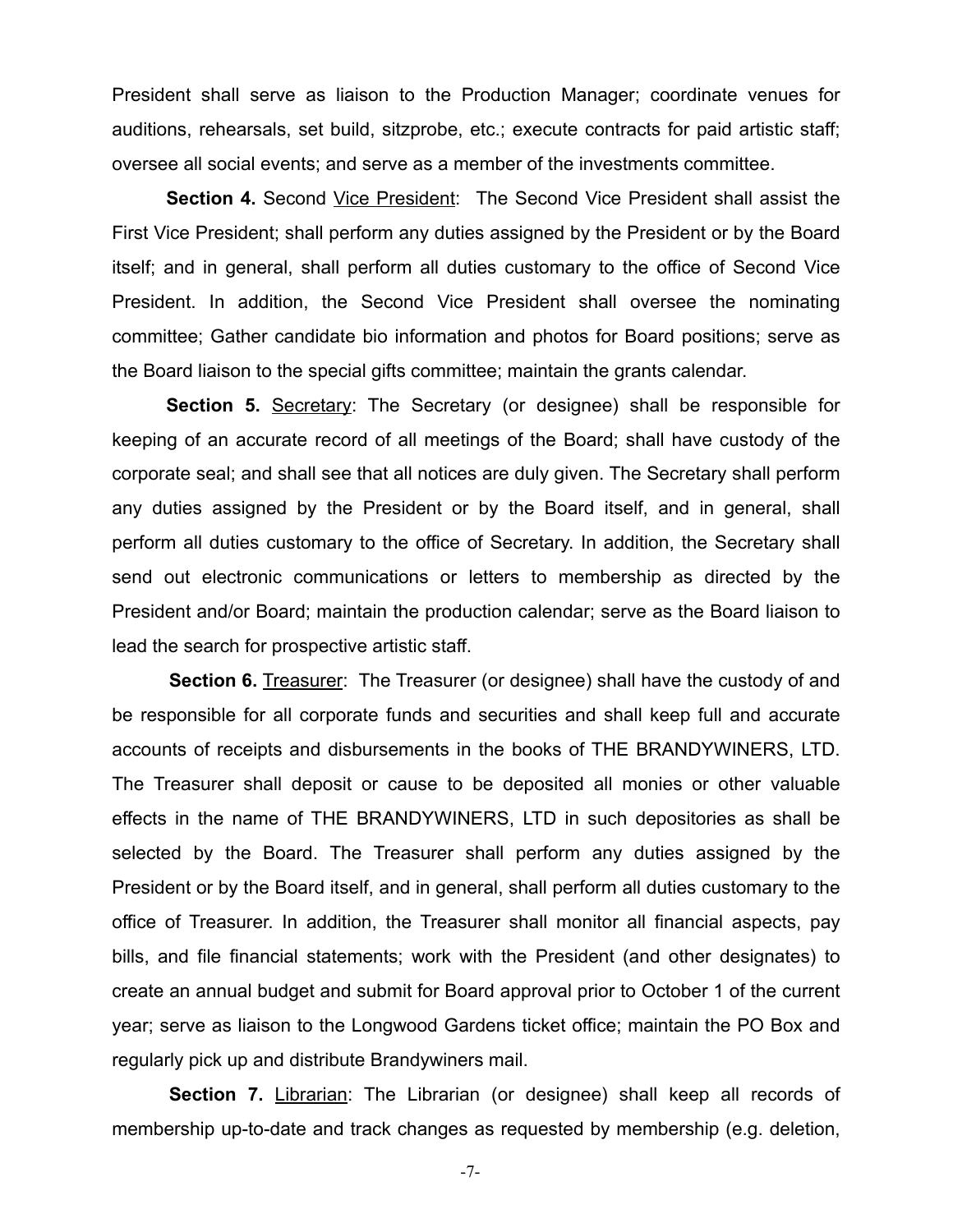President shall serve as liaison to the Production Manager; coordinate venues for auditions, rehearsals, set build, sitzprobe, etc.; execute contracts for paid artistic staff; oversee all social events; and serve as a member of the investments committee.

**Section 4.** Second Vice President: The Second Vice President shall assist the First Vice President; shall perform any duties assigned by the President or by the Board itself; and in general, shall perform all duties customary to the office of Second Vice President. In addition, the Second Vice President shall oversee the nominating committee; Gather candidate bio information and photos for Board positions; serve as the Board liaison to the special gifts committee; maintain the grants calendar.

**Section 5.** Secretary: The Secretary (or designee) shall be responsible for keeping of an accurate record of all meetings of the Board; shall have custody of the corporate seal; and shall see that all notices are duly given. The Secretary shall perform any duties assigned by the President or by the Board itself, and in general, shall perform all duties customary to the office of Secretary. In addition, the Secretary shall send out electronic communications or letters to membership as directed by the President and/or Board; maintain the production calendar; serve as the Board liaison to lead the search for prospective artistic staff.

**Section 6.** Treasurer: The Treasurer (or designee) shall have the custody of and be responsible for all corporate funds and securities and shall keep full and accurate accounts of receipts and disbursements in the books of THE BRANDYWINERS, LTD. The Treasurer shall deposit or cause to be deposited all monies or other valuable effects in the name of THE BRANDYWINERS, LTD in such depositories as shall be selected by the Board. The Treasurer shall perform any duties assigned by the President or by the Board itself, and in general, shall perform all duties customary to the office of Treasurer. In addition, the Treasurer shall monitor all financial aspects, pay bills, and file financial statements; work with the President (and other designates) to create an annual budget and submit for Board approval prior to October 1 of the current year; serve as liaison to the Longwood Gardens ticket office; maintain the PO Box and regularly pick up and distribute Brandywiners mail.

**Section 7.** Librarian: The Librarian (or designee) shall keep all records of membership up-to-date and track changes as requested by membership (e.g. deletion,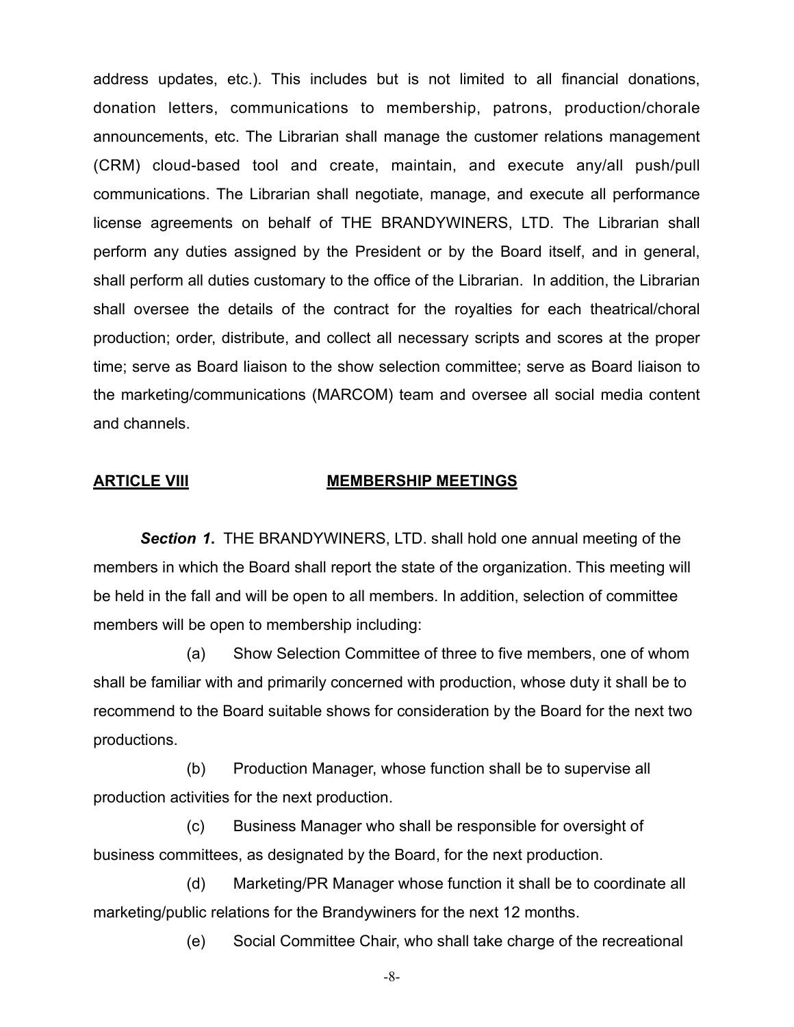address updates, etc.). This includes but is not limited to all financial donations, donation letters, communications to membership, patrons, production/chorale announcements, etc. The Librarian shall manage the customer relations management (CRM) cloud-based tool and create, maintain, and execute any/all push/pull communications. The Librarian shall negotiate, manage, and execute all performance license agreements on behalf of THE BRANDYWINERS, LTD. The Librarian shall perform any duties assigned by the President or by the Board itself, and in general, shall perform all duties customary to the office of the Librarian. In addition, the Librarian shall oversee the details of the contract for the royalties for each theatrical/choral production; order, distribute, and collect all necessary scripts and scores at the proper time; serve as Board liaison to the show selection committee; serve as Board liaison to the marketing/communications (MARCOM) team and oversee all social media content and channels.

## ARTICLE VIII MEMBERSHIP MEETINGS

***Section 1.*** THE BRANDYWINERS, LTD. shall hold one annual meeting of the members in which the Board shall report the state of the organization. This meeting will be held in the fall and will be open to all members. In addition, selection of committee members will be open to membership including:

(a) Show Selection Committee of three to five members, one of whom shall be familiar with and primarily concerned with production, whose duty it shall be to recommend to the Board suitable shows for consideration by the Board for the next two productions.

(b) Production Manager, whose function shall be to supervise all production activities for the next production.

(c) Business Manager who shall be responsible for oversight of business committees, as designated by the Board, for the next production.

(d) Marketing/PR Manager whose function it shall be to coordinate all marketing/public relations for the Brandywiners for the next 12 months.

(e) Social Committee Chair, who shall take charge of the recreational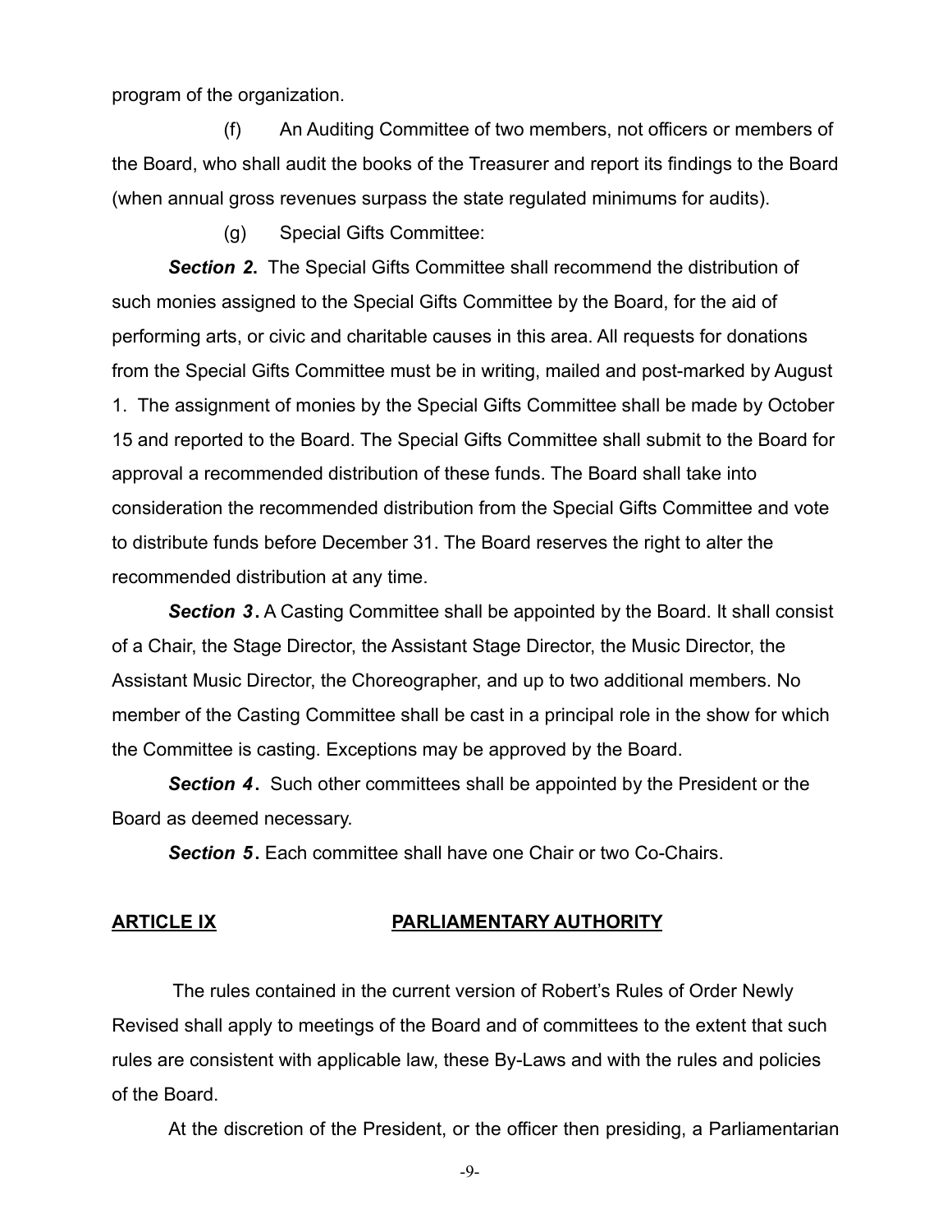program of the organization.

(f) An Auditing Committee of two members, not officers or members of the Board, who shall audit the books of the Treasurer and report its findings to the Board (when annual gross revenues surpass the state regulated minimums for audits).

(g) Special Gifts Committee:

***Section 2.*** The Special Gifts Committee shall recommend the distribution of such monies assigned to the Special Gifts Committee by the Board, for the aid of performing arts, or civic and charitable causes in this area. All requests for donations from the Special Gifts Committee must be in writing, mailed and post-marked by August 1. The assignment of monies by the Special Gifts Committee shall be made by October 15 and reported to the Board. The Special Gifts Committee shall submit to the Board for approval a recommended distribution of these funds. The Board shall take into consideration the recommended distribution from the Special Gifts Committee and vote to distribute funds before December 31. The Board reserves the right to alter the recommended distribution at any time.

***Section 3.*** A Casting Committee shall be appointed by the Board. It shall consist of a Chair, the Stage Director, the Assistant Stage Director, the Music Director, the Assistant Music Director, the Choreographer, and up to two additional members. No member of the Casting Committee shall be cast in a principal role in the show for which the Committee is casting. Exceptions may be approved by the Board.

***Section 4.*** Such other committees shall be appointed by the President or the Board as deemed necessary.

***Section 5.*** Each committee shall have one Chair or two Co-Chairs.

## ARTICLE IX PARLIAMENTARY AUTHORITY

The rules contained in the current version of Robert's Rules of Order Newly Revised shall apply to meetings of the Board and of committees to the extent that such rules are consistent with applicable law, these By-Laws and with the rules and policies of the Board.

At the discretion of the President, or the officer then presiding, a Parliamentarian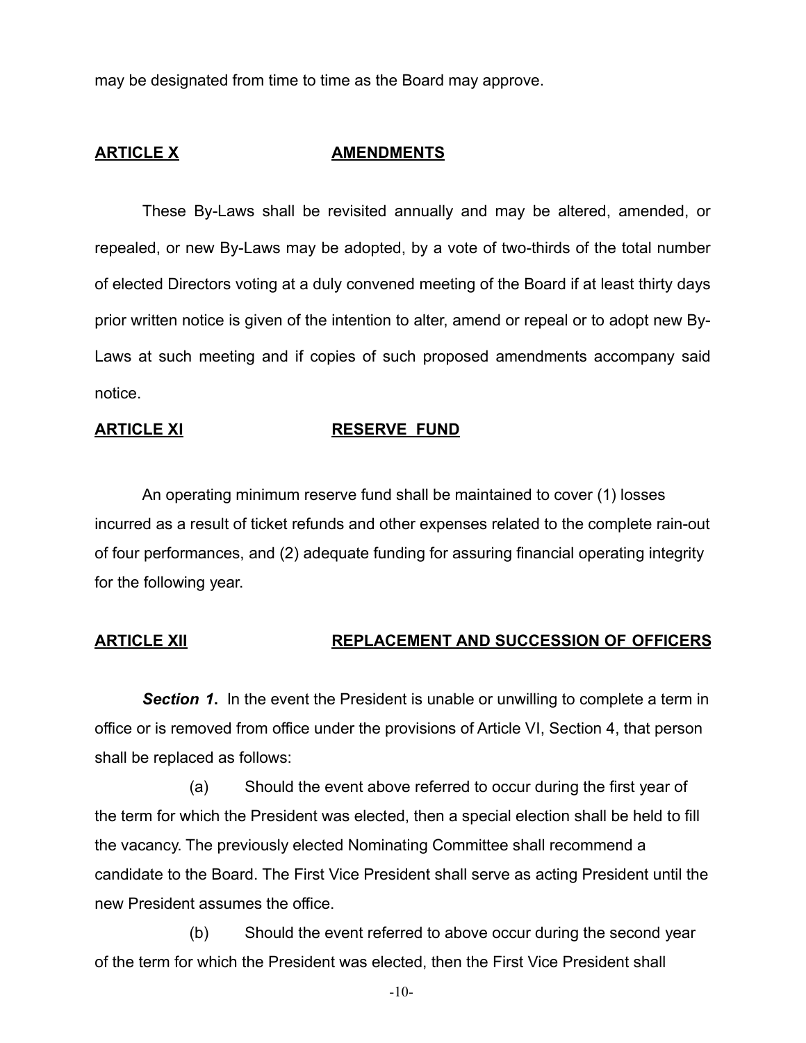may be designated from time to time as the Board may approve.

## ARTICLE X AMENDMENTS

These By-Laws shall be revisited annually and may be altered, amended, or repealed, or new By-Laws may be adopted, by a vote of two-thirds of the total number of elected Directors voting at a duly convened meeting of the Board if at least thirty days prior written notice is given of the intention to alter, amend or repeal or to adopt new By-Laws at such meeting and if copies of such proposed amendments accompany said notice.

## ARTICLE XI RESERVE FUND

An operating minimum reserve fund shall be maintained to cover (1) losses incurred as a result of ticket refunds and other expenses related to the complete rain-out of four performances, and (2) adequate funding for assuring financial operating integrity for the following year.

## ARTICLE XII REPLACEMENT AND SUCCESSION OF OFFICERS

***Section 1*****.** In the event the President is unable or unwilling to complete a term in office or is removed from office under the provisions of Article VI, Section 4, that person shall be replaced as follows:

(a) Should the event above referred to occur during the first year of the term for which the President was elected, then a special election shall be held to fill the vacancy. The previously elected Nominating Committee shall recommend a candidate to the Board. The First Vice President shall serve as acting President until the new President assumes the office.

(b) Should the event referred to above occur during the second year of the term for which the President was elected, then the First Vice President shall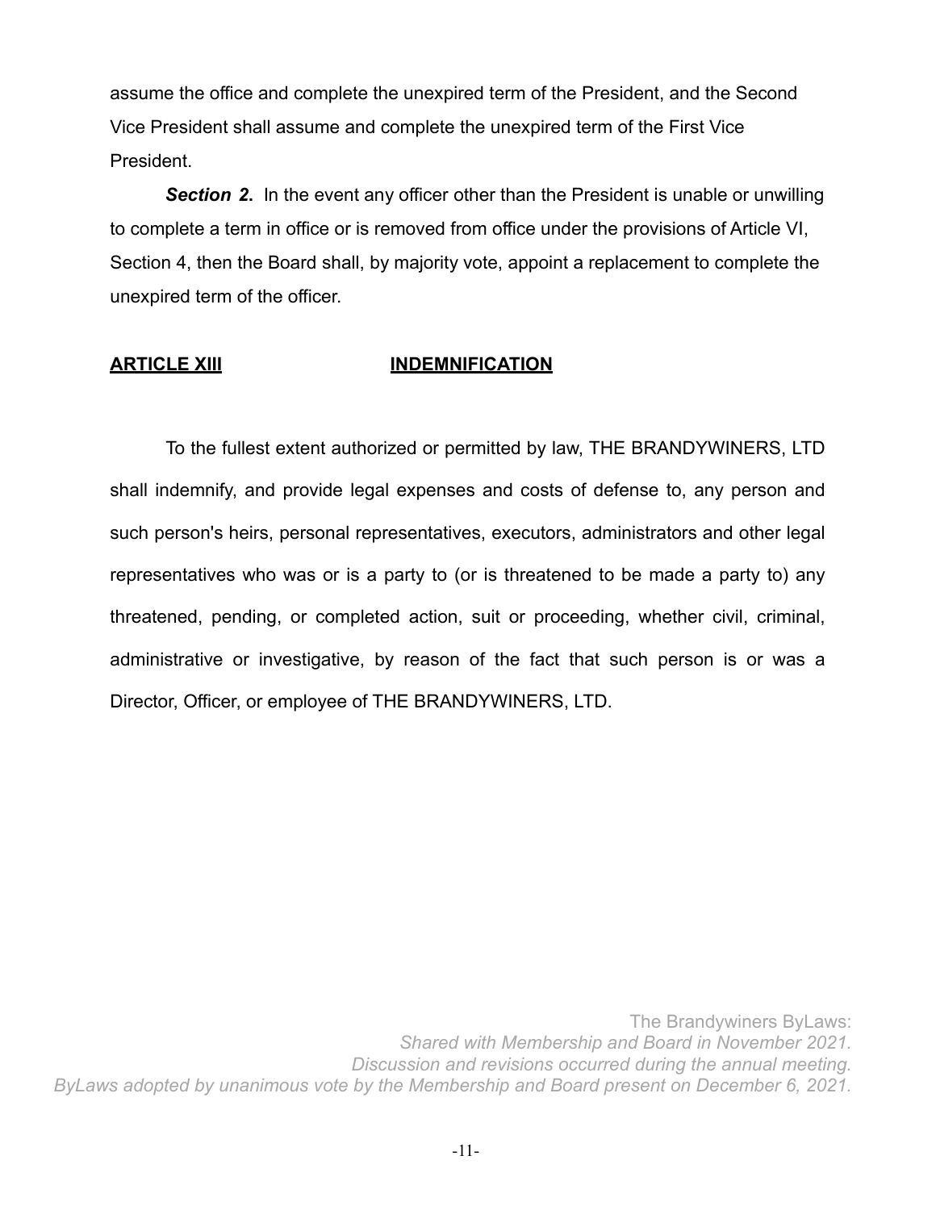assume the office and complete the unexpired term of the President, and the Second Vice President shall assume and complete the unexpired term of the First Vice President.

***Section 2*.** In the event any officer other than the President is unable or unwilling to complete a term in office or is removed from office under the provisions of Article VI, Section 4, then the Board shall, by majority vote, appoint a replacement to complete the unexpired term of the officer.

## ARTICLE XIII INDEMNIFICATION

To the fullest extent authorized or permitted by law, THE BRANDYWINERS, LTD shall indemnify, and provide legal expenses and costs of defense to, any person and such person's heirs, personal representatives, executors, administrators and other legal representatives who was or is a party to (or is threatened to be made a party to) any threatened, pending, or completed action, suit or proceeding, whether civil, criminal, administrative or investigative, by reason of the fact that such person is or was a Director, Officer, or employee of THE BRANDYWINERS, LTD.

The Brandywiners ByLaws:
*Shared with Membership and Board in November 2021.*
*Discussion and revisions occurred during the annual meeting.*
*ByLaws adopted by unanimous vote by the Membership and Board present on December 6, 2021.*